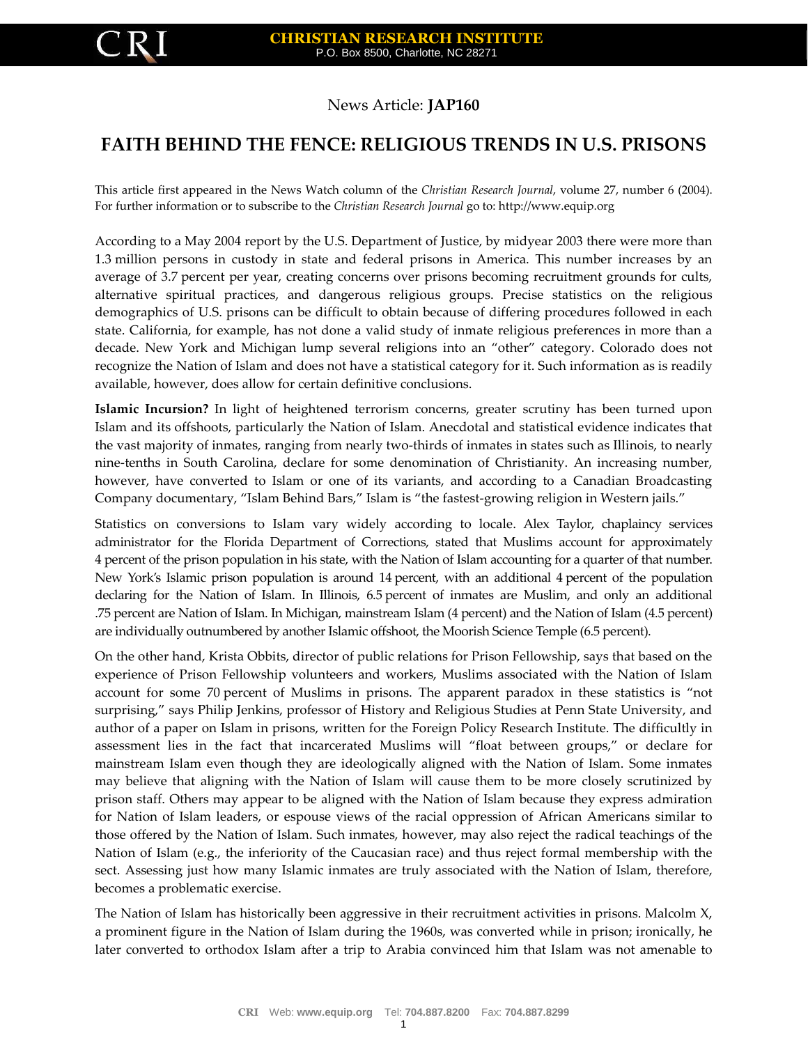News Article: **JAP160**

# FAITH BEHIND THE FENCE: RELIGIOUS TRENDS IN U.S. PRISONS

This article first appeared in the News Watch column of the *Christian Research Journal*, volume 27, number 6 (2004). For further information or to subscribe to the *Christian Research Journal* go to: http://www.equip.org

According to a May 2004 report by the U.S. Department of Justice, by midyear 2003 there were more than 1.3 million persons in custody in state and federal prisons in America. This number increases by an average of 3.7 percent per year, creating concerns over prisons becoming recruitment grounds for cults, alternative spiritual practices, and dangerous religious groups. Precise statistics on the religious demographics of U.S. prisons can be difficult to obtain because of differing procedures followed in each state. California, for example, has not done a valid study of inmate religious preferences in more than a decade. New York and Michigan lump several religions into an "other" category. Colorado does not recognize the Nation of Islam and does not have a statistical category for it. Such information as is readily available, however, does allow for certain definitive conclusions.

**Islamic Incursion?** In light of heightened terrorism concerns, greater scrutiny has been turned upon Islam and its offshoots, particularly the Nation of Islam. Anecdotal and statistical evidence indicates that the vast majority of inmates, ranging from nearly two-thirds of inmates in states such as Illinois, to nearly nine-tenths in South Carolina, declare for some denomination of Christianity. An increasing number, however, have converted to Islam or one of its variants, and according to a Canadian Broadcasting Company documentary, "Islam Behind Bars," Islam is "the fastest-growing religion in Western jails."

Statistics on conversions to Islam vary widely according to locale. Alex Taylor, chaplaincy services administrator for the Florida Department of Corrections, stated that Muslims account for approximately 4 percent of the prison population in his state, with the Nation of Islam accounting for a quarter of that number. New York's Islamic prison population is around 14 percent, with an additional 4 percent of the population declaring for the Nation of Islam. In Illinois, 6.5 percent of inmates are Muslim, and only an additional .75 percent are Nation of Islam. In Michigan, mainstream Islam (4 percent) and the Nation of Islam (4.5 percent) are individually outnumbered by another Islamic offshoot, the Moorish Science Temple (6.5 percent).

On the other hand, Krista Obbits, director of public relations for Prison Fellowship, says that based on the experience of Prison Fellowship volunteers and workers, Muslims associated with the Nation of Islam account for some 70 percent of Muslims in prisons. The apparent paradox in these statistics is "not surprising," says Philip Jenkins, professor of History and Religious Studies at Penn State University, and author of a paper on Islam in prisons, written for the Foreign Policy Research Institute. The difficultly in assessment lies in the fact that incarcerated Muslims will "float between groups," or declare for mainstream Islam even though they are ideologically aligned with the Nation of Islam. Some inmates may believe that aligning with the Nation of Islam will cause them to be more closely scrutinized by prison staff. Others may appear to be aligned with the Nation of Islam because they express admiration for Nation of Islam leaders, or espouse views of the racial oppression of African Americans similar to those offered by the Nation of Islam. Such inmates, however, may also reject the radical teachings of the Nation of Islam (e.g., the inferiority of the Caucasian race) and thus reject formal membership with the sect. Assessing just how many Islamic inmates are truly associated with the Nation of Islam, therefore, becomes a problematic exercise.

The Nation of Islam has historically been aggressive in their recruitment activities in prisons. Malcolm X, a prominent figure in the Nation of Islam during the 1960s, was converted while in prison; ironically, he later converted to orthodox Islam after a trip to Arabia convinced him that Islam was not amenable to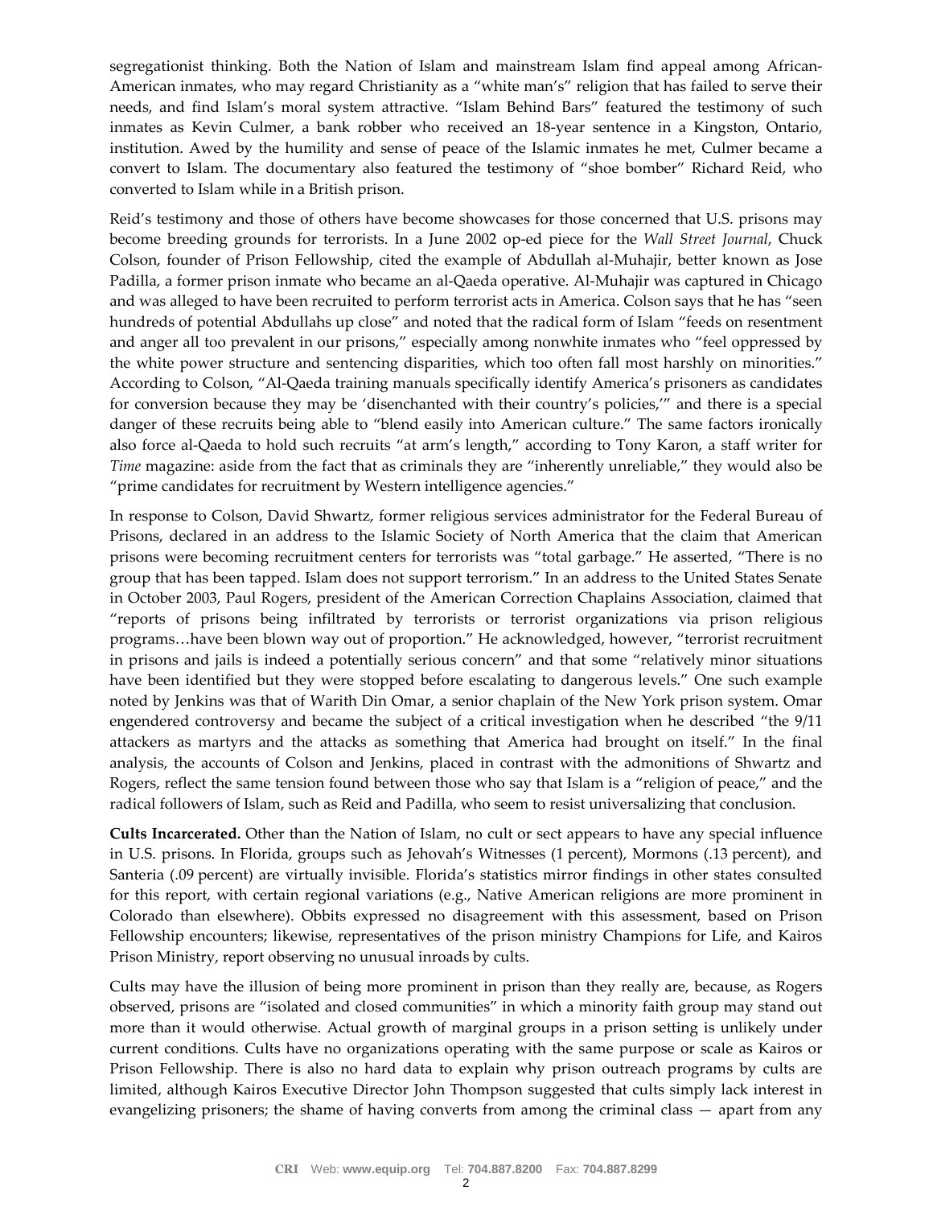segregationist thinking. Both the Nation of Islam and mainstream Islam find appeal among African-American inmates, who may regard Christianity as a "white man's" religion that has failed to serve their needs, and find Islam's moral system attractive. "Islam Behind Bars" featured the testimony of such inmates as Kevin Culmer, a bank robber who received an 18-year sentence in a Kingston, Ontario, institution. Awed by the humility and sense of peace of the Islamic inmates he met, Culmer became a convert to Islam. The documentary also featured the testimony of "shoe bomber" Richard Reid, who converted to Islam while in a British prison.

Reid's testimony and those of others have become showcases for those concerned that U.S. prisons may become breeding grounds for terrorists. In a June 2002 op-ed piece for the *Wall Street Journal*, Chuck Colson, founder of Prison Fellowship, cited the example of Abdullah al-Muhajir, better known as Jose Padilla, a former prison inmate who became an al-Qaeda operative. Al-Muhajir was captured in Chicago and was alleged to have been recruited to perform terrorist acts in America. Colson says that he has "seen hundreds of potential Abdullahs up close" and noted that the radical form of Islam "feeds on resentment and anger all too prevalent in our prisons," especially among nonwhite inmates who "feel oppressed by the white power structure and sentencing disparities, which too often fall most harshly on minorities." According to Colson, "Al-Qaeda training manuals specifically identify America's prisoners as candidates for conversion because they may be 'disenchanted with their country's policies,'" and there is a special danger of these recruits being able to "blend easily into American culture." The same factors ironically also force al-Qaeda to hold such recruits "at arm's length," according to Tony Karon, a staff writer for *Time* magazine: aside from the fact that as criminals they are "inherently unreliable," they would also be "prime candidates for recruitment by Western intelligence agencies."

In response to Colson, David Shwartz, former religious services administrator for the Federal Bureau of Prisons, declared in an address to the Islamic Society of North America that the claim that American prisons were becoming recruitment centers for terrorists was "total garbage." He asserted, "There is no group that has been tapped. Islam does not support terrorism." In an address to the United States Senate in October 2003, Paul Rogers, president of the American Correction Chaplains Association, claimed that "reports of prisons being infiltrated by terrorists or terrorist organizations via prison religious programs…have been blown way out of proportion." He acknowledged, however, "terrorist recruitment in prisons and jails is indeed a potentially serious concern" and that some "relatively minor situations have been identified but they were stopped before escalating to dangerous levels." One such example noted by Jenkins was that of Warith Din Omar, a senior chaplain of the New York prison system. Omar engendered controversy and became the subject of a critical investigation when he described "the 9/11 attackers as martyrs and the attacks as something that America had brought on itself." In the final analysis, the accounts of Colson and Jenkins, placed in contrast with the admonitions of Shwartz and Rogers, reflect the same tension found between those who say that Islam is a "religion of peace," and the radical followers of Islam, such as Reid and Padilla, who seem to resist universalizing that conclusion.

**Cults Incarcerated.** Other than the Nation of Islam, no cult or sect appears to have any special influence in U.S. prisons. In Florida, groups such as Jehovah's Witnesses (1 percent), Mormons (.13 percent), and Santeria (.09 percent) are virtually invisible. Florida's statistics mirror findings in other states consulted for this report, with certain regional variations (e.g., Native American religions are more prominent in Colorado than elsewhere). Obbits expressed no disagreement with this assessment, based on Prison Fellowship encounters; likewise, representatives of the prison ministry Champions for Life, and Kairos Prison Ministry, report observing no unusual inroads by cults.

Cults may have the illusion of being more prominent in prison than they really are, because, as Rogers observed, prisons are "isolated and closed communities" in which a minority faith group may stand out more than it would otherwise. Actual growth of marginal groups in a prison setting is unlikely under current conditions. Cults have no organizations operating with the same purpose or scale as Kairos or Prison Fellowship. There is also no hard data to explain why prison outreach programs by cults are limited, although Kairos Executive Director John Thompson suggested that cults simply lack interest in evangelizing prisoners; the shame of having converts from among the criminal class — apart from any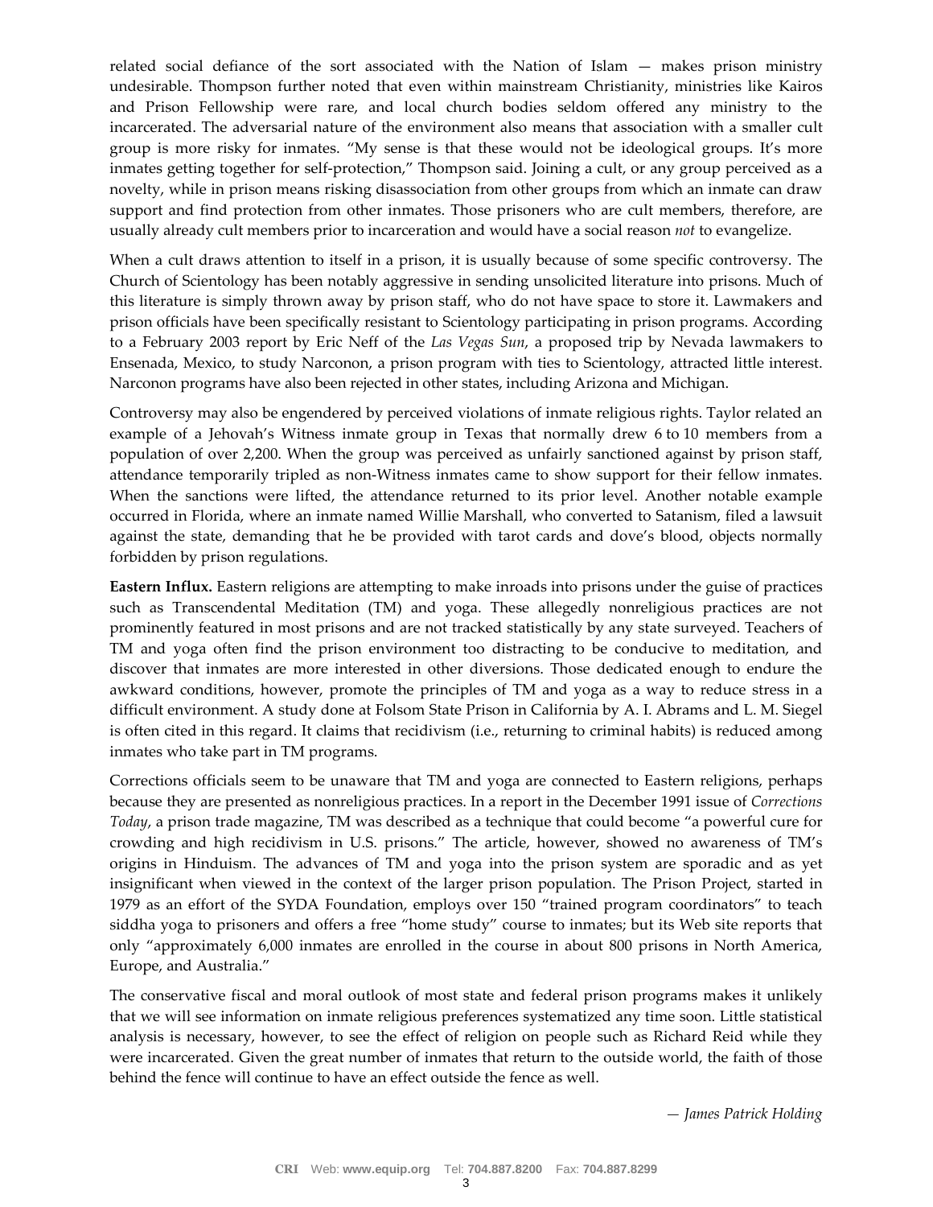related social defiance of the sort associated with the Nation of Islam — makes prison ministry undesirable. Thompson further noted that even within mainstream Christianity, ministries like Kairos and Prison Fellowship were rare, and local church bodies seldom offered any ministry to the incarcerated. The adversarial nature of the environment also means that association with a smaller cult group is more risky for inmates. "My sense is that these would not be ideological groups. It's more inmates getting together for self-protection," Thompson said. Joining a cult, or any group perceived as a novelty, while in prison means risking disassociation from other groups from which an inmate can draw support and find protection from other inmates. Those prisoners who are cult members, therefore, are usually already cult members prior to incarceration and would have a social reason *not* to evangelize.

When a cult draws attention to itself in a prison, it is usually because of some specific controversy. The Church of Scientology has been notably aggressive in sending unsolicited literature into prisons. Much of this literature is simply thrown away by prison staff, who do not have space to store it. Lawmakers and prison officials have been specifically resistant to Scientology participating in prison programs. According to a February 2003 report by Eric Neff of the *Las Vegas Sun*, a proposed trip by Nevada lawmakers to Ensenada, Mexico, to study Narconon, a prison program with ties to Scientology, attracted little interest. Narconon programs have also been rejected in other states, including Arizona and Michigan.

Controversy may also be engendered by perceived violations of inmate religious rights. Taylor related an example of a Jehovah's Witness inmate group in Texas that normally drew 6 to 10 members from a population of over 2,200. When the group was perceived as unfairly sanctioned against by prison staff, attendance temporarily tripled as non-Witness inmates came to show support for their fellow inmates. When the sanctions were lifted, the attendance returned to its prior level. Another notable example occurred in Florida, where an inmate named Willie Marshall, who converted to Satanism, filed a lawsuit against the state, demanding that he be provided with tarot cards and dove's blood, objects normally forbidden by prison regulations.

**Eastern Influx.** Eastern religions are attempting to make inroads into prisons under the guise of practices such as Transcendental Meditation (TM) and yoga. These allegedly nonreligious practices are not prominently featured in most prisons and are not tracked statistically by any state surveyed. Teachers of TM and yoga often find the prison environment too distracting to be conducive to meditation, and discover that inmates are more interested in other diversions. Those dedicated enough to endure the awkward conditions, however, promote the principles of TM and yoga as a way to reduce stress in a difficult environment. A study done at Folsom State Prison in California by A. I. Abrams and L. M. Siegel is often cited in this regard. It claims that recidivism (i.e., returning to criminal habits) is reduced among inmates who take part in TM programs.

Corrections officials seem to be unaware that TM and yoga are connected to Eastern religions, perhaps because they are presented as nonreligious practices. In a report in the December 1991 issue of *Corrections Today*, a prison trade magazine, TM was described as a technique that could become "a powerful cure for crowding and high recidivism in U.S. prisons." The article, however, showed no awareness of TM's origins in Hinduism. The advances of TM and yoga into the prison system are sporadic and as yet insignificant when viewed in the context of the larger prison population. The Prison Project, started in 1979 as an effort of the SYDA Foundation, employs over 150 "trained program coordinators" to teach siddha yoga to prisoners and offers a free "home study" course to inmates; but its Web site reports that only "approximately 6,000 inmates are enrolled in the course in about 800 prisons in North America, Europe, and Australia."

The conservative fiscal and moral outlook of most state and federal prison programs makes it unlikely that we will see information on inmate religious preferences systematized any time soon. Little statistical analysis is necessary, however, to see the effect of religion on people such as Richard Reid while they were incarcerated. Given the great number of inmates that return to the outside world, the faith of those behind the fence will continue to have an effect outside the fence as well.

*— James Patrick Holding*